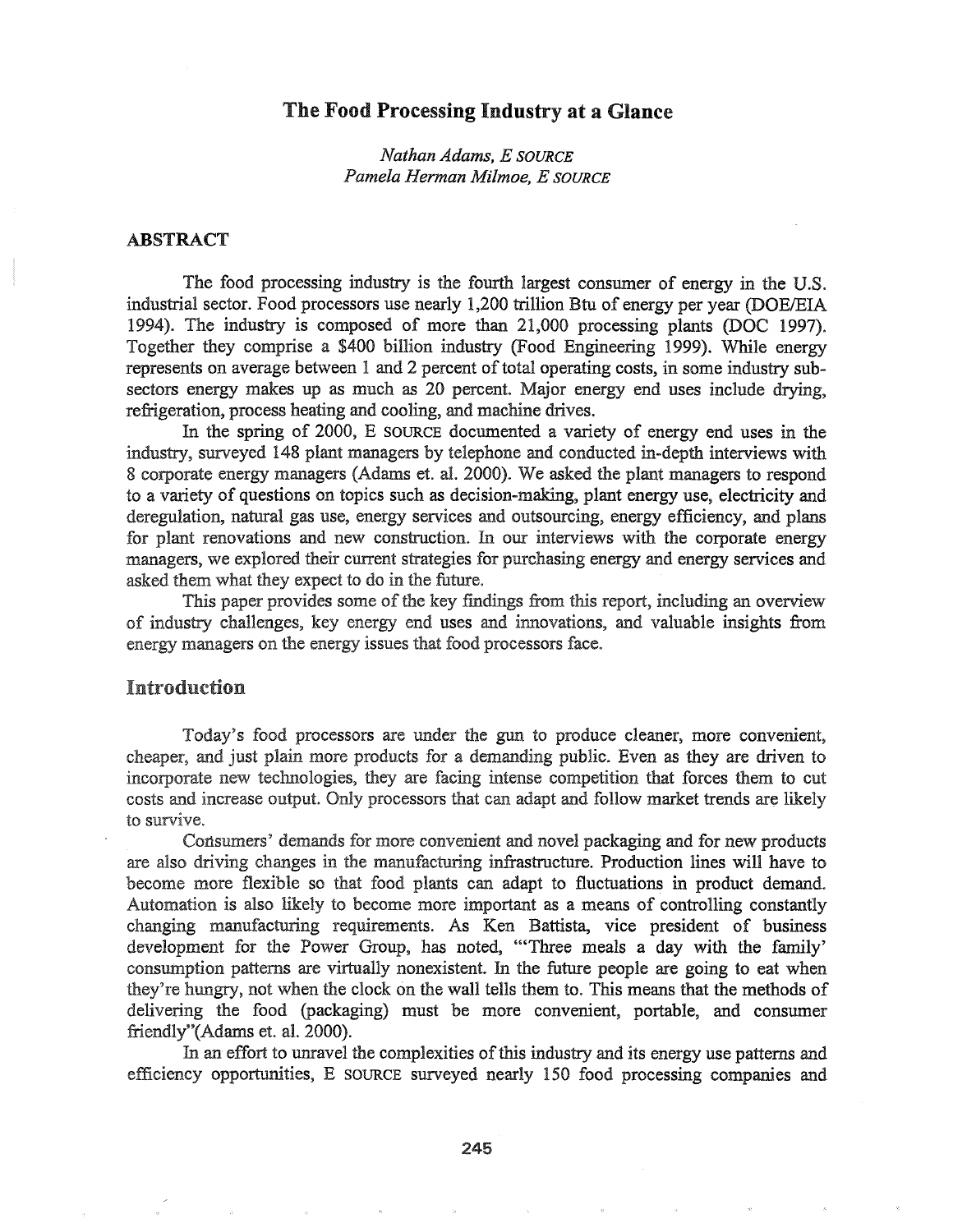# The Food Processing Industry at a Glance

*Nathan Adams, E SOURCE*
*Pamela Herman Milmoe, E SOURCE*

## ABSTRACT

The food processing industry is the fourth largest consumer of energy in the U.S. industrial sector. Food processors use nearly 1,200 trillion Btu of energy per year (DOE/EIA 1994). The industry is composed of more than 21,000 processing plants (DOC 1997). Together they comprise a $400 billion industry (Food Engineering 1999). While energy represents on average between 1 and 2 percent of total operating costs, in some industry sub-sectors energy makes up as much as 20 percent. Major energy end uses include drying, refrigeration, process heating and cooling, and machine drives.

In the spring of 2000, E SOURCE documented a variety of energy end uses in the industry, surveyed 148 plant managers by telephone and conducted in-depth interviews with 8 corporate energy managers (Adams et. al. 2000). We asked the plant managers to respond to a variety of questions on topics such as decision-making, plant energy use, electricity and deregulation, natural gas use, energy services and outsourcing, energy efficiency, and plans for plant renovations and new construction. In our interviews with the corporate energy managers, we explored their current strategies for purchasing energy and energy services and asked them what they expect to do in the future.

This paper provides some of the key findings from this report, including an overview of industry challenges, key energy end uses and innovations, and valuable insights from energy managers on the energy issues that food processors face.

## Introduction

Today's food processors are under the gun to produce cleaner, more convenient, cheaper, and just plain more products for a demanding public. Even as they are driven to incorporate new technologies, they are facing intense competition that forces them to cut costs and increase output. Only processors that can adapt and follow market trends are likely to survive.

Consumers' demands for more convenient and novel packaging and for new products are also driving changes in the manufacturing infrastructure. Production lines will have to become more flexible so that food plants can adapt to fluctuations in product demand. Automation is also likely to become more important as a means of controlling constantly changing manufacturing requirements. As Ken Battista, vice president of business development for the Power Group, has noted, "'Three meals a day with the family' consumption patterns are virtually nonexistent. In the future people are going to eat when they're hungry, not when the clock on the wall tells them to. This means that the methods of delivering the food (packaging) must be more convenient, portable, and consumer friendly"(Adams et. al. 2000).

In an effort to unravel the complexities of this industry and its energy use patterns and efficiency opportunities, E SOURCE surveyed nearly 150 food processing companies and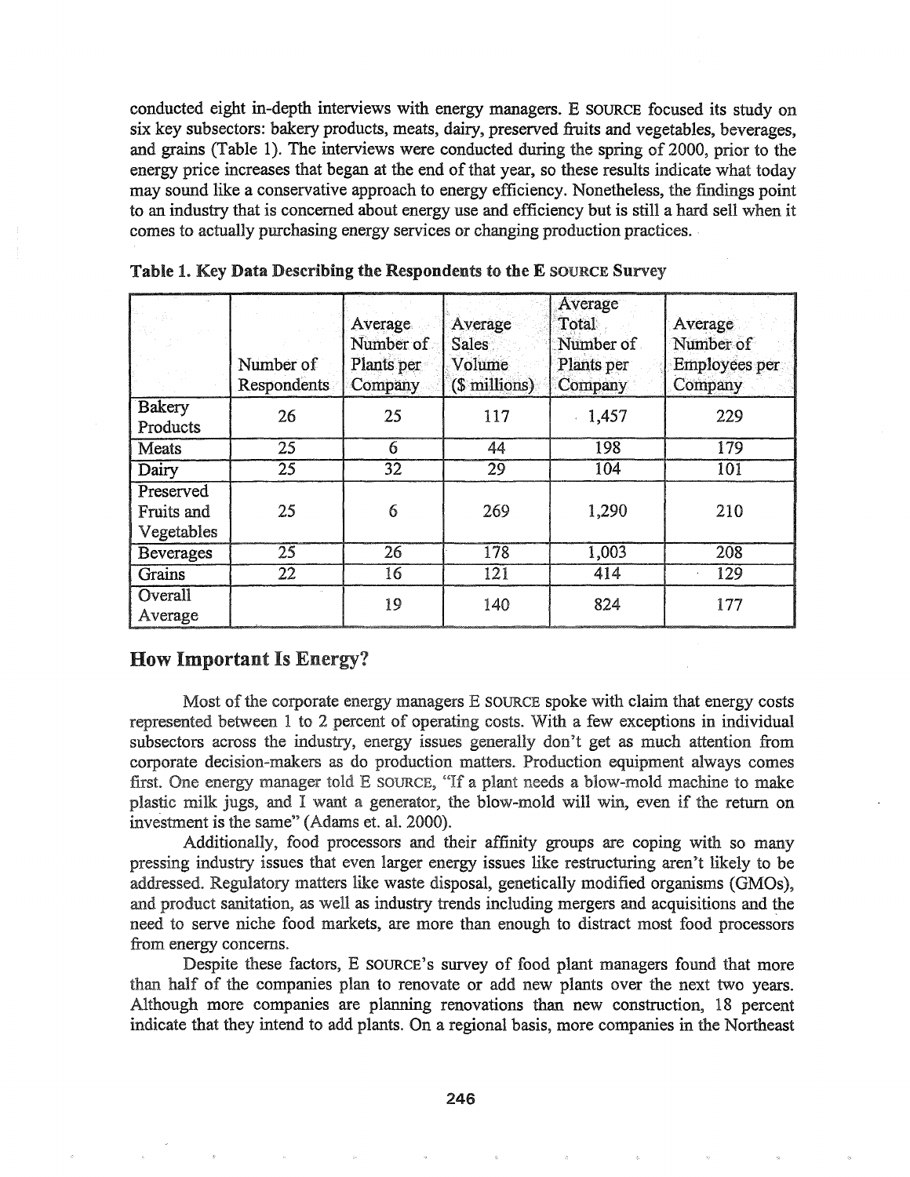conducted eight in-depth interviews with energy managers. E SOURCE focused its study on six key subsectors: bakery products, meats, dairy, preserved fruits and vegetables, beverages, and grains (Table 1). The interviews were conducted during the spring of 2000, prior to the energy price increases that began at the end of that year, so these results indicate what today may sound like a conservative approach to energy efficiency. Nonetheless, the findings point to an industry that is concerned about energy use and efficiency but is still a hard sell when it comes to actually purchasing energy services or changing production practices.

**Table 1. Key Data Describing the Respondents to the E SOURCE Survey**

| | Number of Respondents | Average Number of Plants per Company | Average Sales Volume ($ millions) | Average Total Number of Plants per Company | Average Number of Employees per Company |
|---|---|---|---|---|---|
| Bakery Products | 26 | 25 | 117 | 1,457 | 229 |
| Meats | 25 | 6 | 44 | 198 | 179 |
| Dairy | 25 | 32 | 29 | 104 | 101 |
| Preserved Fruits and Vegetables | 25 | 6 | 269 | 1,290 | 210 |
| Beverages | 25 | 26 | 178 | 1,003 | 208 |
| Grains | 22 | 16 | 121 | 414 | 129 |
| Overall Average | | 19 | 140 | 824 | 177 |

## How Important Is Energy?

Most of the corporate energy managers E SOURCE spoke with claim that energy costs represented between 1 to 2 percent of operating costs. With a few exceptions in individual subsectors across the industry, energy issues generally don't get as much attention from corporate decision-makers as do production matters. Production equipment always comes first. One energy manager told E SOURCE, "If a plant needs a blow-mold machine to make plastic milk jugs, and I want a generator, the blow-mold will win, even if the return on investment is the same" (Adams et. al. 2000).

Additionally, food processors and their affinity groups are coping with so many pressing industry issues that even larger energy issues like restructuring aren't likely to be addressed. Regulatory matters like waste disposal, genetically modified organisms (GMOs), and product sanitation, as well as industry trends including mergers and acquisitions and the need to serve niche food markets, are more than enough to distract most food processors from energy concerns.

Despite these factors, E SOURCE's survey of food plant managers found that more than half of the companies plan to renovate or add new plants over the next two years. Although more companies are planning renovations than new construction, 18 percent indicate that they intend to add plants. On a regional basis, more companies in the Northeast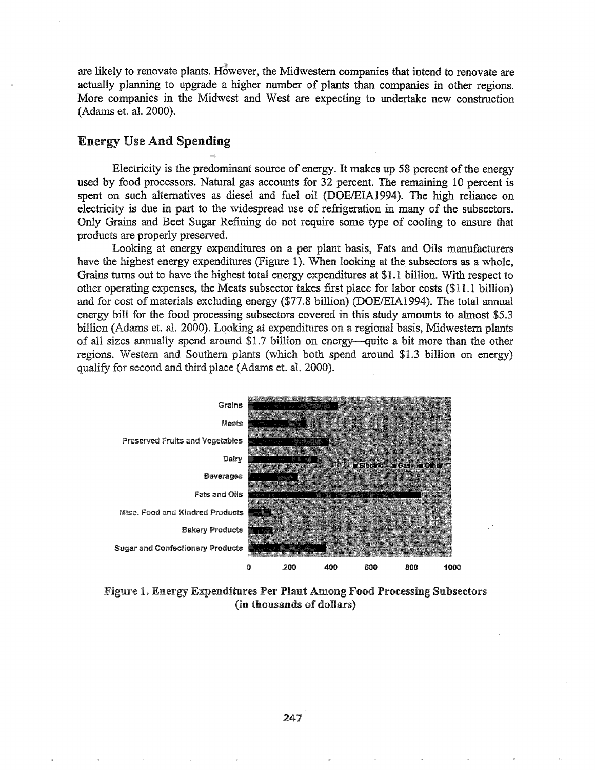are likely to renovate plants. However, the Midwestern companies that intend to renovate are actually planning to upgrade a higher number of plants than companies in other regions. More companies in the Midwest and West are expecting to undertake new construction (Adams et. al. 2000).

## Energy Use And Spending

Electricity is the predominant source of energy. It makes up 58 percent of the energy used by food processors. Natural gas accounts for 32 percent. The remaining 10 percent is spent on such alternatives as diesel and fuel oil (DOE/EIA1994). The high reliance on electricity is due in part to the widespread use of refrigeration in many of the subsectors. Only Grains and Beet Sugar Refining do not require some type of cooling to ensure that products are properly preserved.

Looking at energy expenditures on a per plant basis, Fats and Oils manufacturers have the highest energy expenditures (Figure 1). When looking at the subsectors as a whole, Grains turns out to have the highest total energy expenditures at $1.1 billion. With respect to other operating expenses, the Meats subsector takes first place for labor costs ($11.1 billion) and for cost of materials excluding energy ($77.8 billion) (DOE/EIA1994). The total annual energy bill for the food processing subsectors covered in this study amounts to almost $5.3 billion (Adams et. al. 2000). Looking at expenditures on a regional basis, Midwestern plants of all sizes annually spend around $1.7 billion on energy—quite a bit more than the other regions. Western and Southern plants (which both spend around $1.3 billion on energy) qualify for second and third place (Adams et. al. 2000).

Grains
Meats
Preserved Fruits and Vegetables
Dairy
Beverages
Fats and Oils
Misc. Food and Kindred Products
Bakery Products
Sugar and Confectionery Products

Electric Gas Other

0 200 400 600 800 1000

**Figure 1. Energy Expenditures Per Plant Among Food Processing Subsectors (in thousands of dollars)**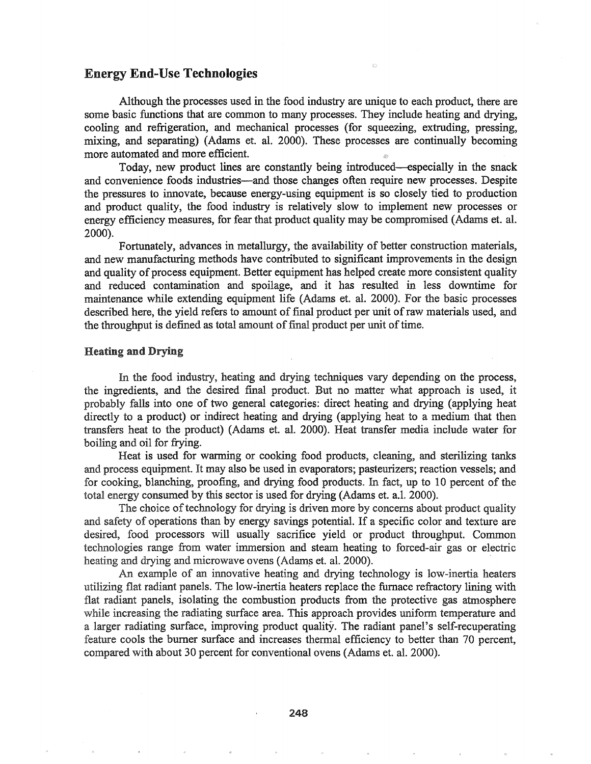## Energy End-Use Technologies

Although the processes used in the food industry are unique to each product, there are some basic functions that are common to many processes. They include heating and drying, cooling and refrigeration, and mechanical processes (for squeezing, extruding, pressing, mixing, and separating) (Adams et. al. 2000). These processes are continually becoming more automated and more efficient.

Today, new product lines are constantly being introduced—especially in the snack and convenience foods industries—and those changes often require new processes. Despite the pressures to innovate, because energy-using equipment is so closely tied to production and product quality, the food industry is relatively slow to implement new processes or energy efficiency measures, for fear that product quality may be compromised (Adams et. al. 2000).

Fortunately, advances in metallurgy, the availability of better construction materials, and new manufacturing methods have contributed to significant improvements in the design and quality of process equipment. Better equipment has helped create more consistent quality and reduced contamination and spoilage, and it has resulted in less downtime for maintenance while extending equipment life (Adams et. al. 2000). For the basic processes described here, the yield refers to amount of final product per unit of raw materials used, and the throughput is defined as total amount of final product per unit of time.

### Heating and Drying

In the food industry, heating and drying techniques vary depending on the process, the ingredients, and the desired final product. But no matter what approach is used, it probably falls into one of two general categories: direct heating and drying (applying heat directly to a product) or indirect heating and drying (applying heat to a medium that then transfers heat to the product) (Adams et. al. 2000). Heat transfer media include water for boiling and oil for frying.

Heat is used for warming or cooking food products, cleaning, and sterilizing tanks and process equipment. It may also be used in evaporators; pasteurizers; reaction vessels; and for cooking, blanching, proofing, and drying food products. In fact, up to 10 percent of the total energy consumed by this sector is used for drying (Adams et. a.l. 2000).

The choice of technology for drying is driven more by concerns about product quality and safety of operations than by energy savings potential. If a specific color and texture are desired, food processors will usually sacrifice yield or product throughput. Common technologies range from water immersion and steam heating to forced-air gas or electric heating and drying and microwave ovens (Adams et. al. 2000).

An example of an innovative heating and drying technology is low-inertia heaters utilizing flat radiant panels. The low-inertia heaters replace the furnace refractory lining with flat radiant panels, isolating the combustion products from the protective gas atmosphere while increasing the radiating surface area. This approach provides uniform temperature and a larger radiating surface, improving product quality. The radiant panel's self-recuperating feature cools the burner surface and increases thermal efficiency to better than 70 percent, compared with about 30 percent for conventional ovens (Adams et. al. 2000).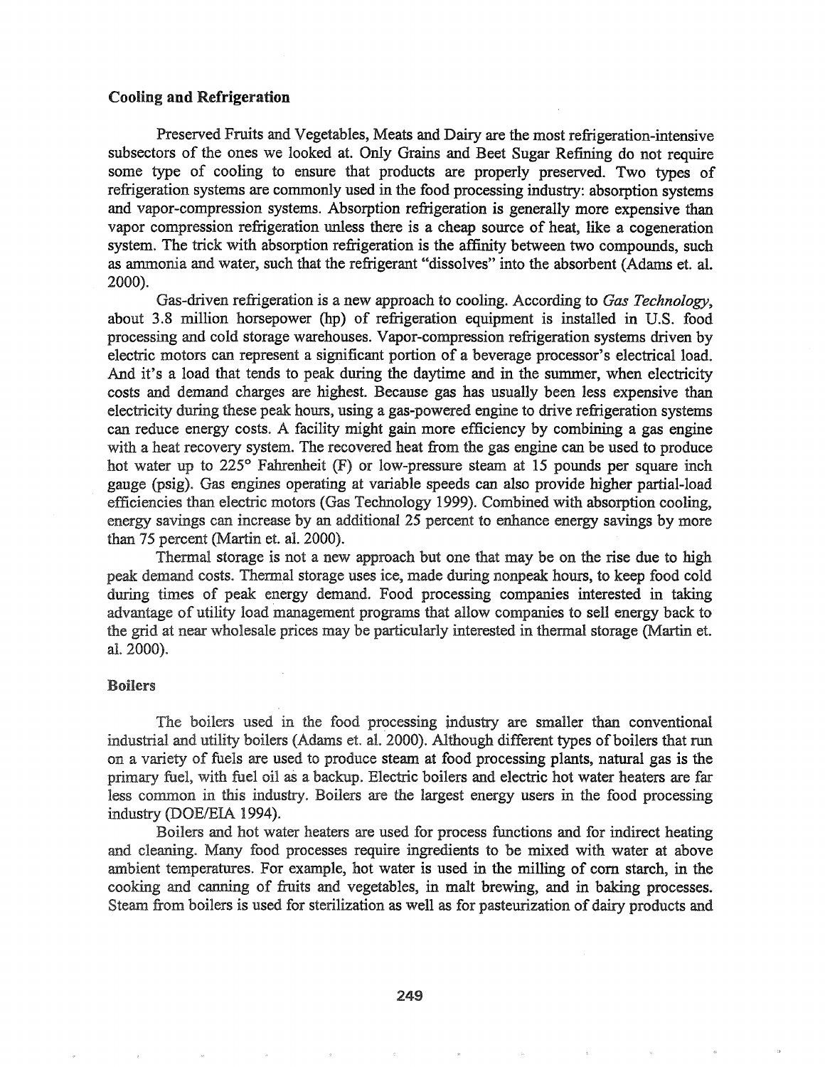### Cooling and Refrigeration

Preserved Fruits and Vegetables, Meats and Dairy are the most refrigeration-intensive subsectors of the ones we looked at. Only Grains and Beet Sugar Refining do not require some type of cooling to ensure that products are properly preserved. Two types of refrigeration systems are commonly used in the food processing industry: absorption systems and vapor-compression systems. Absorption refrigeration is generally more expensive than vapor compression refrigeration unless there is a cheap source of heat, like a cogeneration system. The trick with absorption refrigeration is the affinity between two compounds, such as ammonia and water, such that the refrigerant "dissolves" into the absorbent (Adams et. al. 2000).

Gas-driven refrigeration is a new approach to cooling. According to *Gas Technology*, about 3.8 million horsepower (hp) of refrigeration equipment is installed in U.S. food processing and cold storage warehouses. Vapor-compression refrigeration systems driven by electric motors can represent a significant portion of a beverage processor's electrical load. And it's a load that tends to peak during the daytime and in the summer, when electricity costs and demand charges are highest. Because gas has usually been less expensive than electricity during these peak hours, using a gas-powered engine to drive refrigeration systems can reduce energy costs. A facility might gain more efficiency by combining a gas engine with a heat recovery system. The recovered heat from the gas engine can be used to produce hot water up to 225° Fahrenheit (F) or low-pressure steam at 15 pounds per square inch gauge (psig). Gas engines operating at variable speeds can also provide higher partial-load efficiencies than electric motors (Gas Technology 1999). Combined with absorption cooling, energy savings can increase by an additional 25 percent to enhance energy savings by more than 75 percent (Martin et. al. 2000).

Thermal storage is not a new approach but one that may be on the rise due to high peak demand costs. Thermal storage uses ice, made during nonpeak hours, to keep food cold during times of peak energy demand. Food processing companies interested in taking advantage of utility load management programs that allow companies to sell energy back to the grid at near wholesale prices may be particularly interested in thermal storage (Martin et. al. 2000).

### Boilers

The boilers used in the food processing industry are smaller than conventional industrial and utility boilers (Adams et. al. 2000). Although different types of boilers that run on a variety of fuels are used to produce steam at food processing plants, natural gas is the primary fuel, with fuel oil as a backup. Electric boilers and electric hot water heaters are far less common in this industry. Boilers are the largest energy users in the food processing industry (DOE/EIA 1994).

Boilers and hot water heaters are used for process functions and for indirect heating and cleaning. Many food processes require ingredients to be mixed with water at above ambient temperatures. For example, hot water is used in the milling of corn starch, in the cooking and canning of fruits and vegetables, in malt brewing, and in baking processes. Steam from boilers is used for sterilization as well as for pasteurization of dairy products and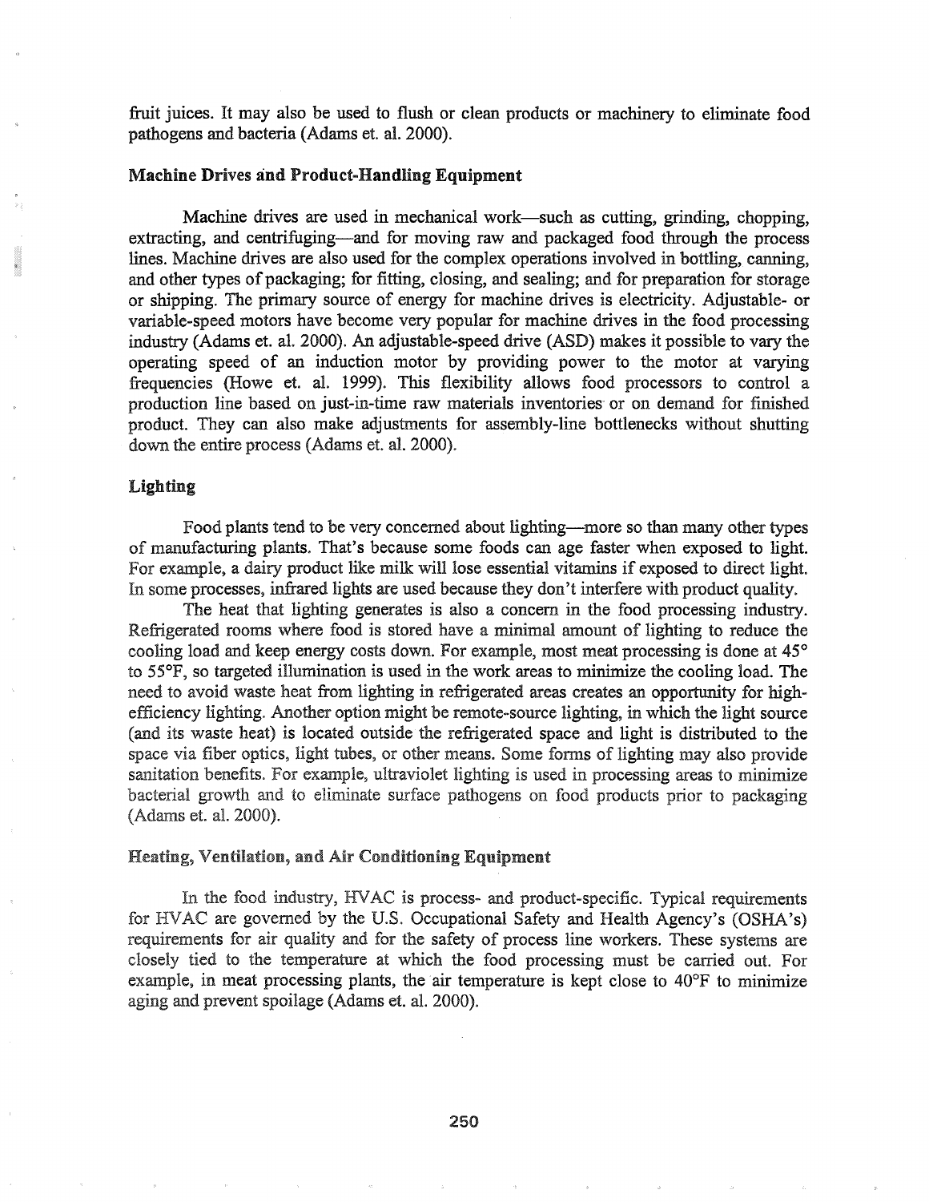fruit juices. It may also be used to flush or clean products or machinery to eliminate food pathogens and bacteria (Adams et. al. 2000).

### Machine Drives and Product-Handling Equipment

Machine drives are used in mechanical work—such as cutting, grinding, chopping, extracting, and centrifuging—and for moving raw and packaged food through the process lines. Machine drives are also used for the complex operations involved in bottling, canning, and other types of packaging; for fitting, closing, and sealing; and for preparation for storage or shipping. The primary source of energy for machine drives is electricity. Adjustable- or variable-speed motors have become very popular for machine drives in the food processing industry (Adams et. al. 2000). An adjustable-speed drive (ASD) makes it possible to vary the operating speed of an induction motor by providing power to the motor at varying frequencies (Howe et. al. 1999). This flexibility allows food processors to control a production line based on just-in-time raw materials inventories or on demand for finished product. They can also make adjustments for assembly-line bottlenecks without shutting down the entire process (Adams et. al. 2000).

### Lighting

Food plants tend to be very concerned about lighting—more so than many other types of manufacturing plants. That's because some foods can age faster when exposed to light. For example, a dairy product like milk will lose essential vitamins if exposed to direct light. In some processes, infrared lights are used because they don't interfere with product quality.

The heat that lighting generates is also a concern in the food processing industry. Refrigerated rooms where food is stored have a minimal amount of lighting to reduce the cooling load and keep energy costs down. For example, most meat processing is done at 45° to 55°F, so targeted illumination is used in the work areas to minimize the cooling load. The need to avoid waste heat from lighting in refrigerated areas creates an opportunity for high-efficiency lighting. Another option might be remote-source lighting, in which the light source (and its waste heat) is located outside the refrigerated space and light is distributed to the space via fiber optics, light tubes, or other means. Some forms of lighting may also provide sanitation benefits. For example, ultraviolet lighting is used in processing areas to minimize bacterial growth and to eliminate surface pathogens on food products prior to packaging (Adams et. al. 2000).

### Heating, Ventilation, and Air Conditioning Equipment

In the food industry, HVAC is process- and product-specific. Typical requirements for HVAC are governed by the U.S. Occupational Safety and Health Agency's (OSHA's) requirements for air quality and for the safety of process line workers. These systems are closely tied to the temperature at which the food processing must be carried out. For example, in meat processing plants, the air temperature is kept close to 40°F to minimize aging and prevent spoilage (Adams et. al. 2000).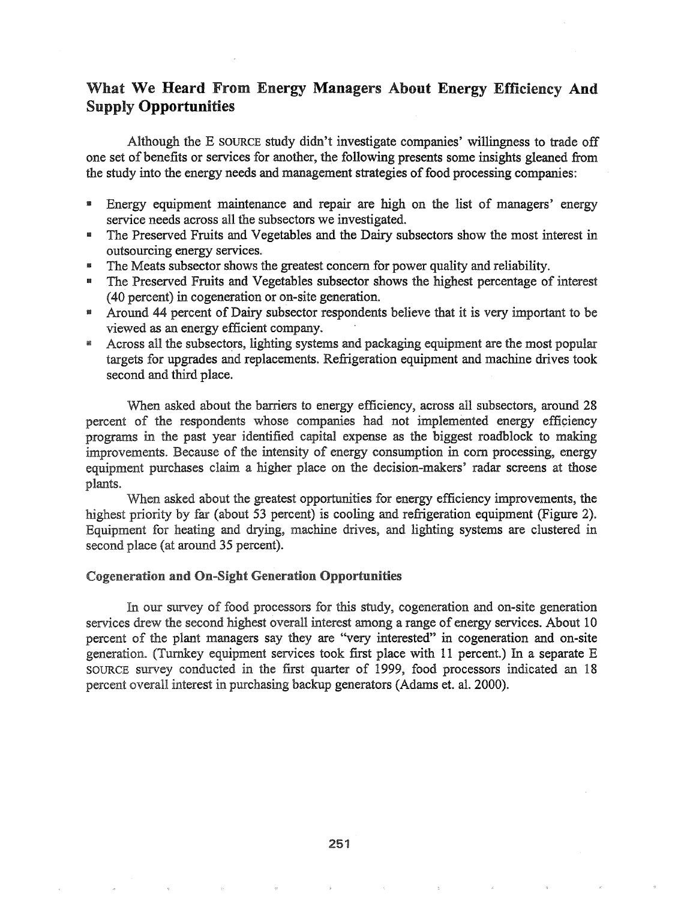## What We Heard From Energy Managers About Energy Efficiency And Supply Opportunities

Although the E SOURCE study didn't investigate companies' willingness to trade off one set of benefits or services for another, the following presents some insights gleaned from the study into the energy needs and management strategies of food processing companies:

- Energy equipment maintenance and repair are high on the list of managers' energy service needs across all the subsectors we investigated.
- The Preserved Fruits and Vegetables and the Dairy subsectors show the most interest in outsourcing energy services.
- The Meats subsector shows the greatest concern for power quality and reliability.
- The Preserved Fruits and Vegetables subsector shows the highest percentage of interest (40 percent) in cogeneration or on-site generation.
- Around 44 percent of Dairy subsector respondents believe that it is very important to be viewed as an energy efficient company.
- Across all the subsectors, lighting systems and packaging equipment are the most popular targets for upgrades and replacements. Refrigeration equipment and machine drives took second and third place.

When asked about the barriers to energy efficiency, across all subsectors, around 28 percent of the respondents whose companies had not implemented energy efficiency programs in the past year identified capital expense as the biggest roadblock to making improvements. Because of the intensity of energy consumption in corn processing, energy equipment purchases claim a higher place on the decision-makers' radar screens at those plants.

When asked about the greatest opportunities for energy efficiency improvements, the highest priority by far (about 53 percent) is cooling and refrigeration equipment (Figure 2). Equipment for heating and drying, machine drives, and lighting systems are clustered in second place (at around 35 percent).

### Cogeneration and On-Sight Generation Opportunities

In our survey of food processors for this study, cogeneration and on-site generation services drew the second highest overall interest among a range of energy services. About 10 percent of the plant managers say they are "very interested" in cogeneration and on-site generation. (Turnkey equipment services took first place with 11 percent.) In a separate E SOURCE survey conducted in the first quarter of 1999, food processors indicated an 18 percent overall interest in purchasing backup generators (Adams et. al. 2000).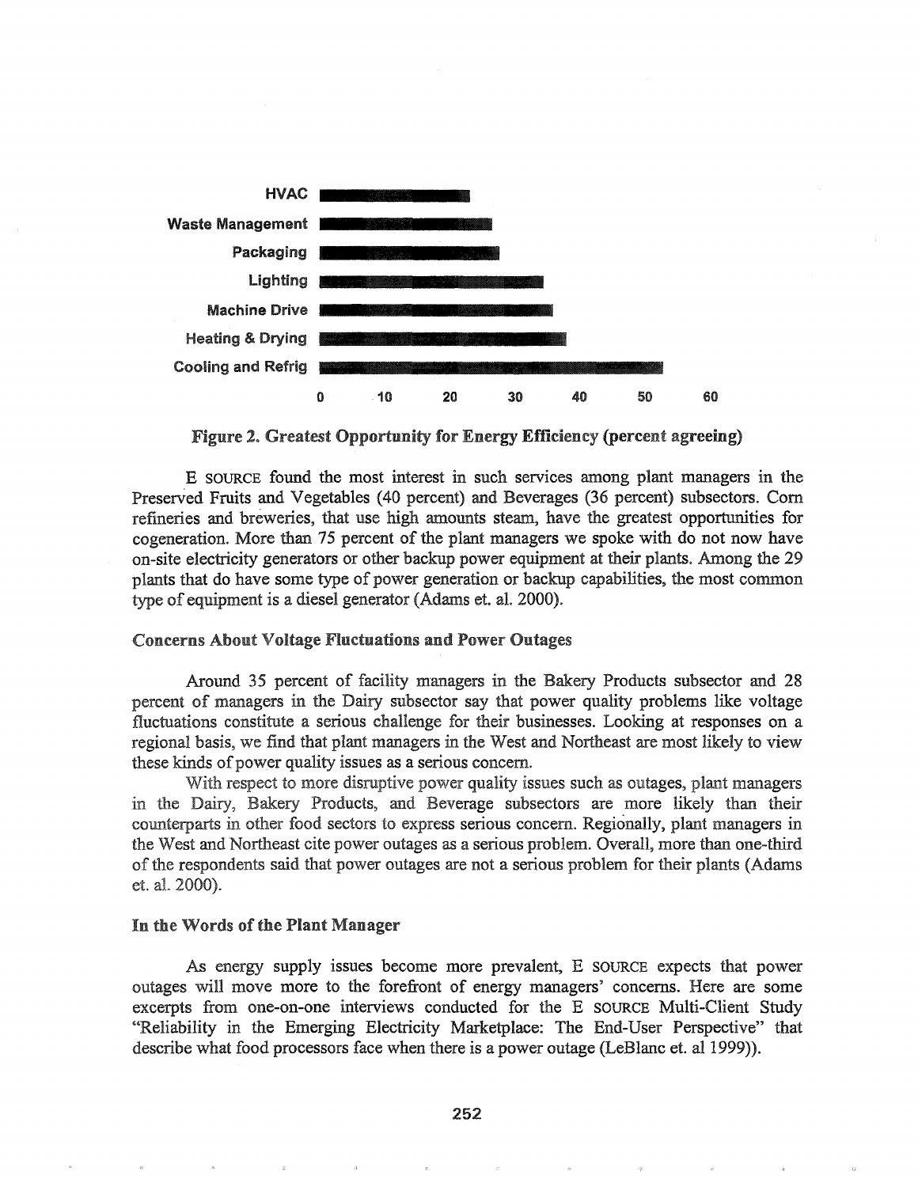| Category | Percent agreeing |
|---|---|
| HVAC | ~23 |
| Waste Management | ~26 |
| Packaging | ~28 |
| Lighting | ~34 |
| Machine Drive | ~35 |
| Heating & Drying | ~38 |
| Cooling and Refrig | ~53 |

**Figure 2. Greatest Opportunity for Energy Efficiency (percent agreeing)**

E SOURCE found the most interest in such services among plant managers in the Preserved Fruits and Vegetables (40 percent) and Beverages (36 percent) subsectors. Corn refineries and breweries, that use high amounts steam, have the greatest opportunities for cogeneration. More than 75 percent of the plant managers we spoke with do not now have on-site electricity generators or other backup power equipment at their plants. Among the 29 plants that do have some type of power generation or backup capabilities, the most common type of equipment is a diesel generator (Adams et. al. 2000).

### Concerns About Voltage Fluctuations and Power Outages

Around 35 percent of facility managers in the Bakery Products subsector and 28 percent of managers in the Dairy subsector say that power quality problems like voltage fluctuations constitute a serious challenge for their businesses. Looking at responses on a regional basis, we find that plant managers in the West and Northeast are most likely to view these kinds of power quality issues as a serious concern.

With respect to more disruptive power quality issues such as outages, plant managers in the Dairy, Bakery Products, and Beverage subsectors are more likely than their counterparts in other food sectors to express serious concern. Regionally, plant managers in the West and Northeast cite power outages as a serious problem. Overall, more than one-third of the respondents said that power outages are not a serious problem for their plants (Adams et. al. 2000).

### In the Words of the Plant Manager

As energy supply issues become more prevalent, E SOURCE expects that power outages will move more to the forefront of energy managers' concerns. Here are some excerpts from one-on-one interviews conducted for the E SOURCE Multi-Client Study "Reliability in the Emerging Electricity Marketplace: The End-User Perspective" that describe what food processors face when there is a power outage (LeBlanc et. al 1999)).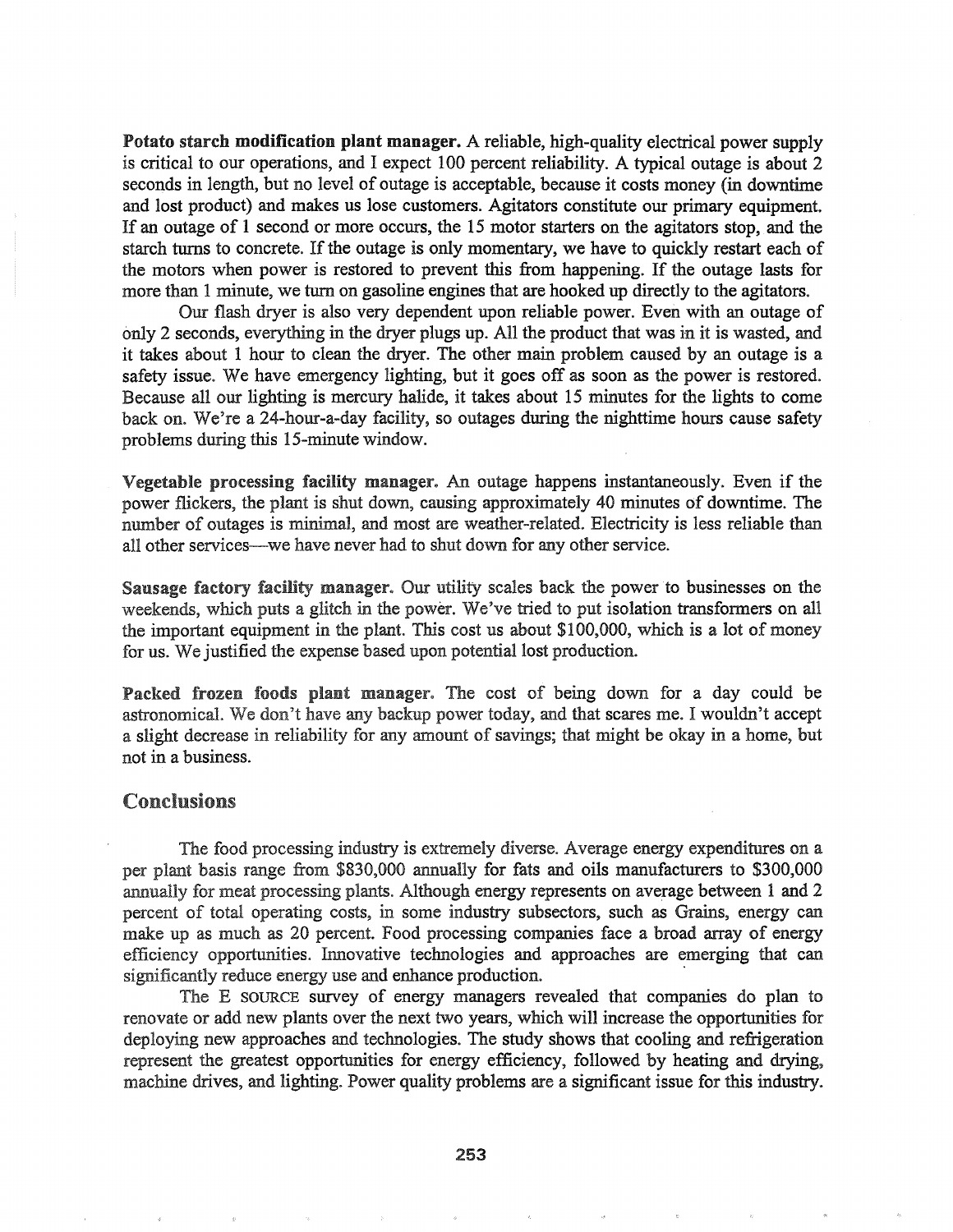**Potato starch modification plant manager.** A reliable, high-quality electrical power supply is critical to our operations, and I expect 100 percent reliability. A typical outage is about 2 seconds in length, but no level of outage is acceptable, because it costs money (in downtime and lost product) and makes us lose customers. Agitators constitute our primary equipment. If an outage of 1 second or more occurs, the 15 motor starters on the agitators stop, and the starch turns to concrete. If the outage is only momentary, we have to quickly restart each of the motors when power is restored to prevent this from happening. If the outage lasts for more than 1 minute, we turn on gasoline engines that are hooked up directly to the agitators.

Our flash dryer is also very dependent upon reliable power. Even with an outage of only 2 seconds, everything in the dryer plugs up. All the product that was in it is wasted, and it takes about 1 hour to clean the dryer. The other main problem caused by an outage is a safety issue. We have emergency lighting, but it goes off as soon as the power is restored. Because all our lighting is mercury halide, it takes about 15 minutes for the lights to come back on. We're a 24-hour-a-day facility, so outages during the nighttime hours cause safety problems during this 15-minute window.

**Vegetable processing facility manager.** An outage happens instantaneously. Even if the power flickers, the plant is shut down, causing approximately 40 minutes of downtime. The number of outages is minimal, and most are weather-related. Electricity is less reliable than all other services—we have never had to shut down for any other service.

**Sausage factory facility manager.** Our utility scales back the power to businesses on the weekends, which puts a glitch in the power. We've tried to put isolation transformers on all the important equipment in the plant. This cost us about $100,000, which is a lot of money for us. We justified the expense based upon potential lost production.

**Packed frozen foods plant manager.** The cost of being down for a day could be astronomical. We don't have any backup power today, and that scares me. I wouldn't accept a slight decrease in reliability for any amount of savings; that might be okay in a home, but not in a business.

## Conclusions

The food processing industry is extremely diverse. Average energy expenditures on a per plant basis range from $830,000 annually for fats and oils manufacturers to $300,000 annually for meat processing plants. Although energy represents on average between 1 and 2 percent of total operating costs, in some industry subsectors, such as Grains, energy can make up as much as 20 percent. Food processing companies face a broad array of energy efficiency opportunities. Innovative technologies and approaches are emerging that can significantly reduce energy use and enhance production.

The E SOURCE survey of energy managers revealed that companies do plan to renovate or add new plants over the next two years, which will increase the opportunities for deploying new approaches and technologies. The study shows that cooling and refrigeration represent the greatest opportunities for energy efficiency, followed by heating and drying, machine drives, and lighting. Power quality problems are a significant issue for this industry.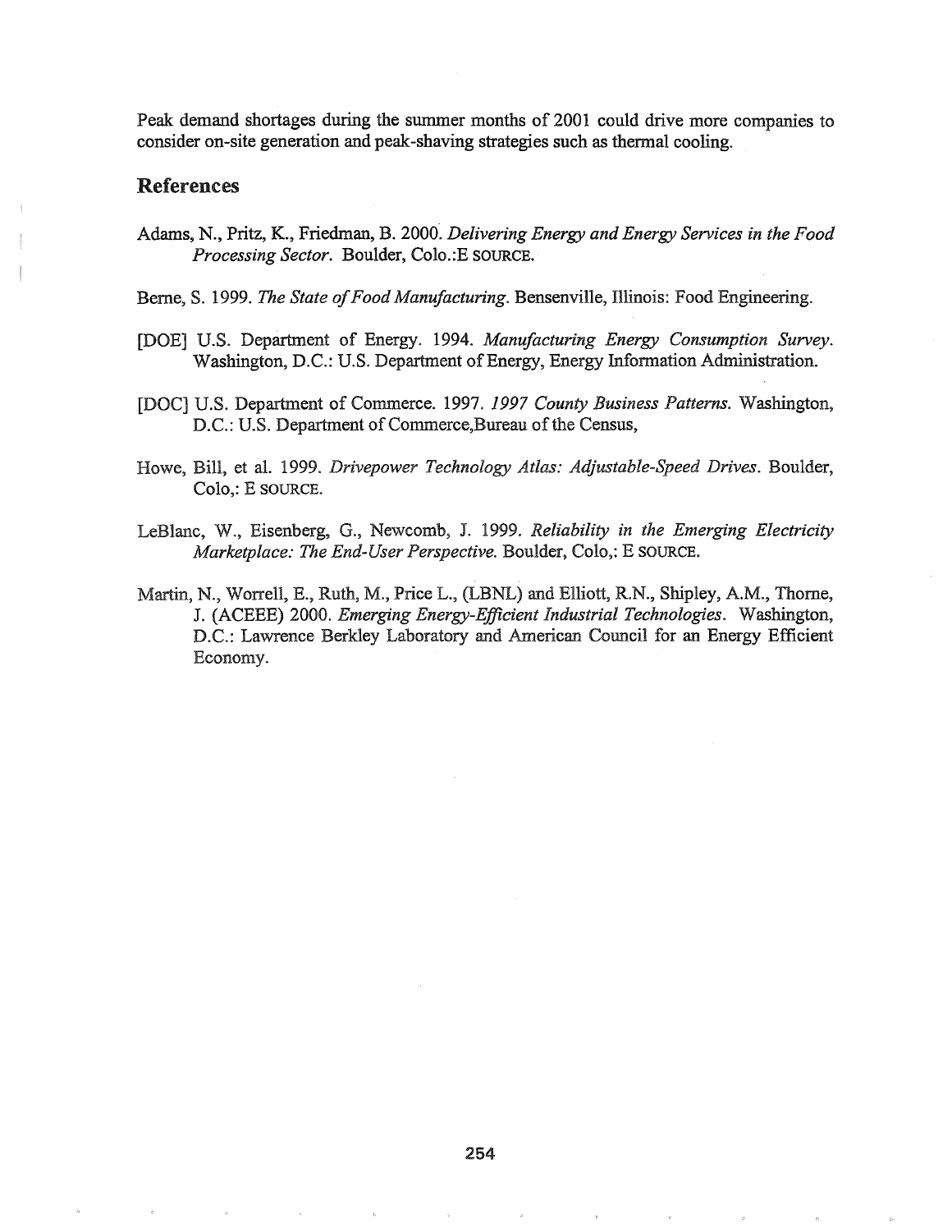Peak demand shortages during the summer months of 2001 could drive more companies to consider on-site generation and peak-shaving strategies such as thermal cooling.

## References

Adams, N., Pritz, K., Friedman, B. 2000. *Delivering Energy and Energy Services in the Food Processing Sector*. Boulder, Colo.:E SOURCE.

Berne, S. 1999. *The State of Food Manufacturing*. Bensenville, Illinois: Food Engineering.

[DOE] U.S. Department of Energy. 1994. *Manufacturing Energy Consumption Survey*. Washington, D.C.: U.S. Department of Energy, Energy Information Administration.

[DOC] U.S. Department of Commerce. 1997. *1997 County Business Patterns*. Washington, D.C.: U.S. Department of Commerce,Bureau of the Census,

Howe, Bill, et al. 1999. *Drivepower Technology Atlas: Adjustable-Speed Drives*. Boulder, Colo,: E SOURCE.

LeBlanc, W., Eisenberg, G., Newcomb, J. 1999. *Reliability in the Emerging Electricity Marketplace: The End-User Perspective*. Boulder, Colo,: E SOURCE.

Martin, N., Worrell, E., Ruth, M., Price L., (LBNL) and Elliott, R.N., Shipley, A.M., Thorne, J. (ACEEE) 2000. *Emerging Energy-Efficient Industrial Technologies*. Washington, D.C.: Lawrence Berkley Laboratory and American Council for an Energy Efficient Economy.